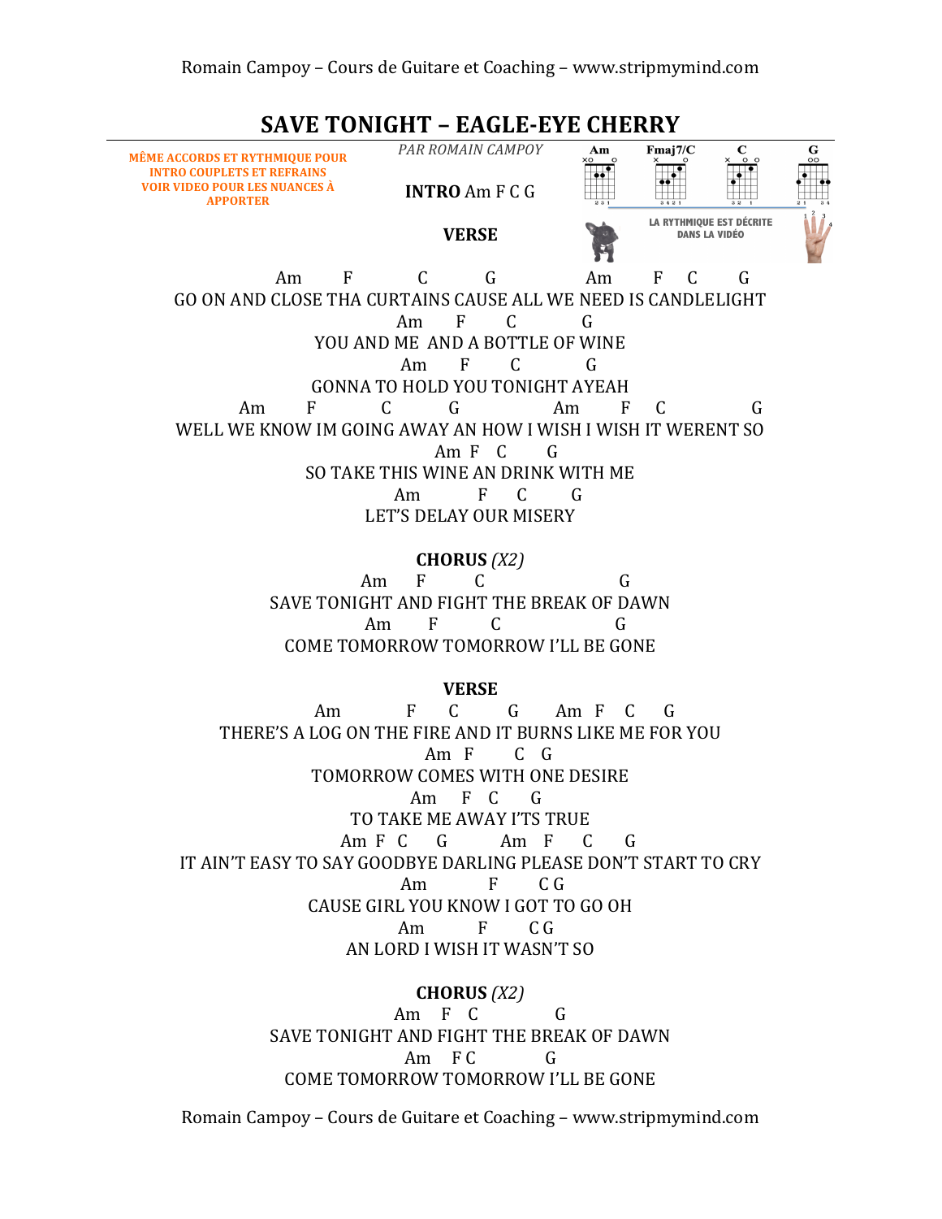# SAVE TONIGHT – EAGLE-EYE CHERRY

**MÊME ACCORDS ET RYTHMIQUE POUR INTRO COUPLETS ET REFRAINS VOIR VIDEO POUR LES NUANCES À APPORTER**

*PAR ROMAIN CAMPOY*

**INTRO** Am F C G

Am Fmaj7/C C G

LA RYTHMIQUE EST DÉCRITE DANS LA VIDÉO

**VERSE**

```
          Am        F             C           G                  Am        F     C           G
GO ON AND CLOSE THA CURTAINS CAUSE ALL WE NEED IS CANDLELIGHT
                                 Am       F        C              G
                    YOU AND ME  AND A BOTTLE OF WINE
                                  Am       F        C              G
                    GONNA TO HOLD YOU TONIGHT AYEAH
      Am         F             C            G                 Am         F      C                     G
WELL WE KNOW IM GOING AWAY AN HOW I WISH I WISH IT WERENT SO
                                         Am  F    C        G
                    SO TAKE THIS WINE AN DRINK WITH ME
                                 Am            F      C         G
                              LET'S DELAY OUR MISERY
```

**CHORUS** *(X2)*

```
                      Am      F          C                          G
              SAVE TONIGHT AND FIGHT THE BREAK OF DAWN
                       Am        F           C                      G
                COME TOMORROW TOMORROW I'LL BE GONE
```

**VERSE**

```
                 Am             F       C          G        Am   F     C      G
       THERE'S A LOG ON THE FIRE AND IT BURNS LIKE ME FOR YOU
                                  Am   F         C   G
                    TOMORROW COMES WITH ONE DESIRE
                                 Am       F   C       G
                         TO TAKE ME AWAY I'TS TRUE
                     Am  F  C      G          Am    F       C        G
IT AIN'T EASY TO SAY GOODBYE DARLING PLEASE DON'T START TO CRY
                                  Am              F         C G
                    CAUSE GIRL YOU KNOW I GOT TO GO OH
                                 Am              F         C G
                         AN LORD I WISH IT WASN'T SO
```

**CHORUS** *(X2)*

```
                                 Am    F    C                G
              SAVE TONIGHT AND FIGHT THE BREAK OF DAWN
                                   Am     F C               G
                COME TOMORROW TOMORROW I'LL BE GONE
```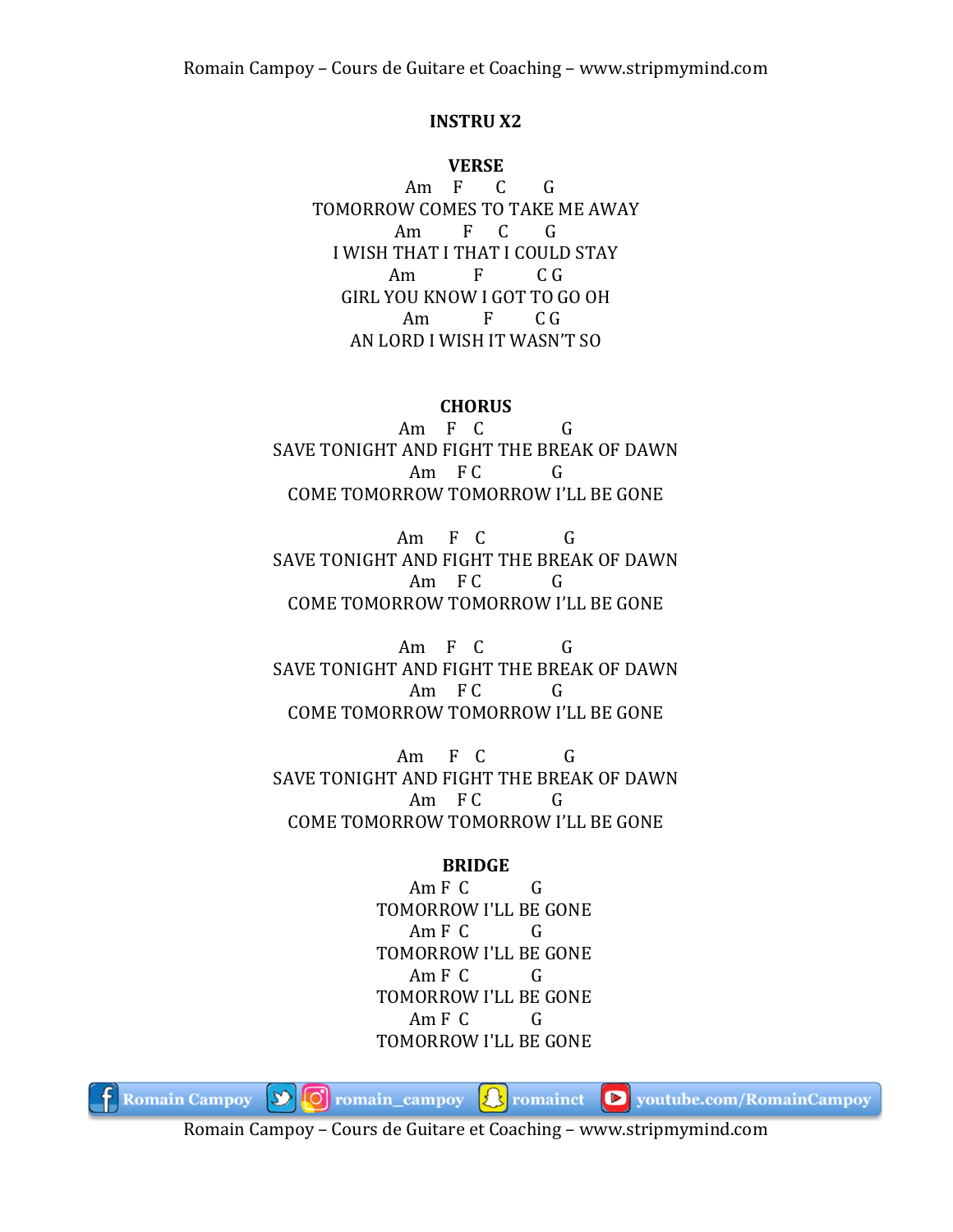**INSTRU X2**

**VERSE**

```
     Am    F      C       G
TOMORROW COMES TO TAKE ME AWAY
     Am        F     C       G
I WISH THAT I THAT I COULD STAY
     Am           F          C G
GIRL YOU KNOW I GOT TO GO OH
     Am          F        C G
AN LORD I WISH IT WASN'T SO
```

**CHORUS**

```
       Am    F    C               G
SAVE TONIGHT AND FIGHT THE BREAK OF DAWN
          Am    F C             G
COME TOMORROW TOMORROW I'LL BE GONE

       Am    F    C               G
SAVE TONIGHT AND FIGHT THE BREAK OF DAWN
          Am    F C             G
COME TOMORROW TOMORROW I'LL BE GONE

       Am    F    C               G
SAVE TONIGHT AND FIGHT THE BREAK OF DAWN
          Am    F C             G
COME TOMORROW TOMORROW I'LL BE GONE

       Am    F    C               G
SAVE TONIGHT AND FIGHT THE BREAK OF DAWN
          Am    F C             G
COME TOMORROW TOMORROW I'LL BE GONE
```

**BRIDGE**

```
  Am F  C           G
TOMORROW I'LL BE GONE
  Am F  C           G
TOMORROW I'LL BE GONE
  Am F  C           G
TOMORROW I'LL BE GONE
  Am F  C           G
TOMORROW I'LL BE GONE
```

Romain Campoy | romain_campoy | romainct | youtube.com/RomainCampoy